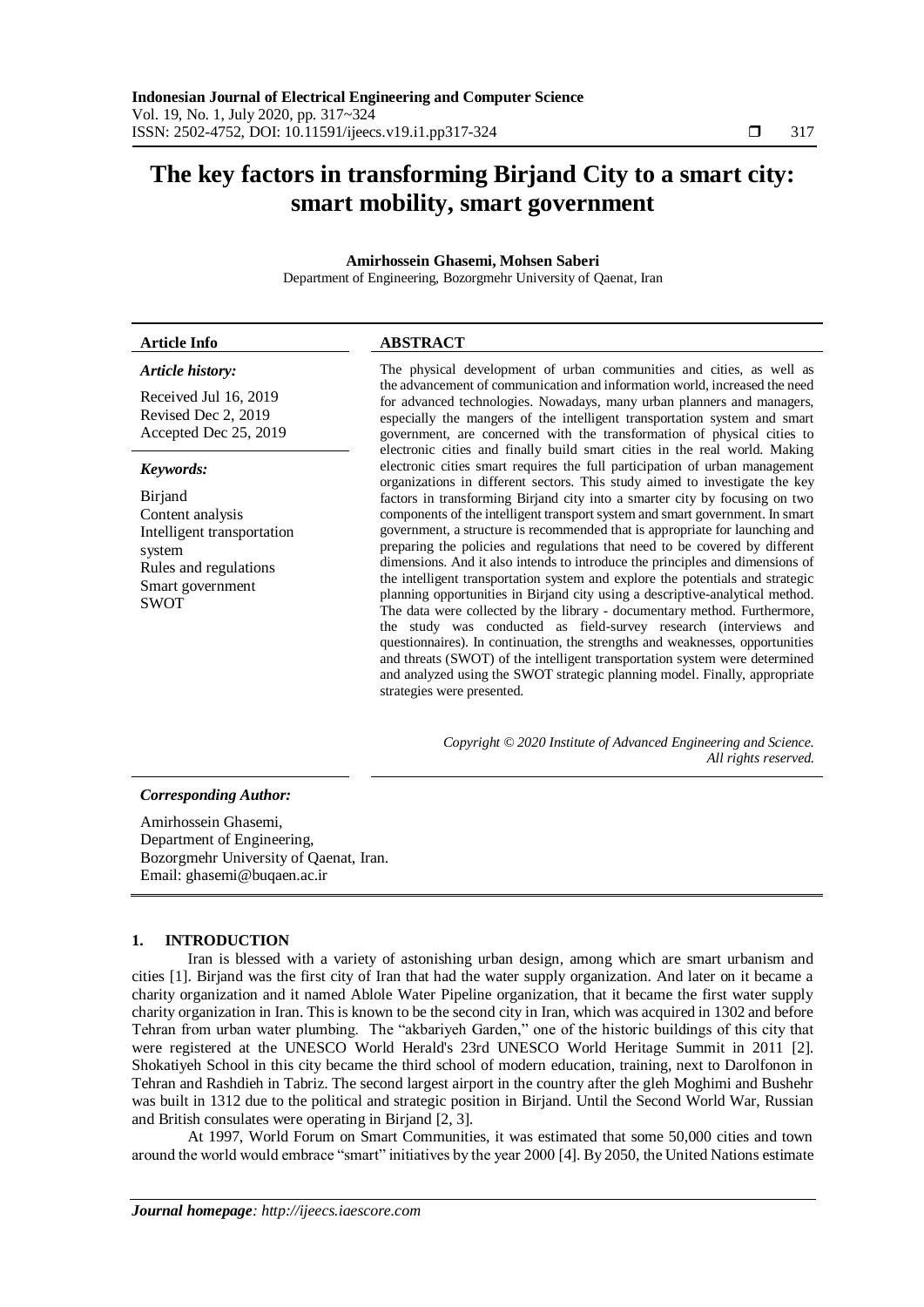# The key factors in transforming Birjand City to a smart city: smart mobility, smart government

**Amirhossein Ghasemi, Mohsen Saberi**

Department of Engineering, Bozorgmehr University of Qaenat, Iran

| **Article Info** | **ABSTRACT** |
|---|---|
| ***Article history:***<br><br>Received Jul 16, 2019<br>Revised Dec 2, 2019<br>Accepted Dec 25, 2019<br><br>***Keywords:***<br><br>Birjand<br>Content analysis<br>Intelligent transportation system<br>Rules and regulations<br>Smart government<br>SWOT | The physical development of urban communities and cities, as well as the advancement of communication and information world, increased the need for advanced technologies. Nowadays, many urban planners and managers, especially the mangers of the intelligent transportation system and smart government, are concerned with the transformation of physical cities to electronic cities and finally build smart cities in the real world. Making electronic cities smart requires the full participation of urban management organizations in different sectors. This study aimed to investigate the key factors in transforming Birjand city into a smarter city by focusing on two components of the intelligent transport system and smart government. In smart government, a structure is recommended that is appropriate for launching and preparing the policies and regulations that need to be covered by different dimensions. And it also intends to introduce the principles and dimensions of the intelligent transportation system and explore the potentials and strategic planning opportunities in Birjand city using a descriptive-analytical method. The data were collected by the library - documentary method. Furthermore, the study was conducted as field-survey research (interviews and questionnaires). In continuation, the strengths and weaknesses, opportunities and threats (SWOT) of the intelligent transportation system were determined and analyzed using the SWOT strategic planning model. Finally, appropriate strategies were presented.<br><br>*Copyright © 2020 Institute of Advanced Engineering and Science. All rights reserved.* |

***Corresponding Author:***

Amirhossein Ghasemi,
Department of Engineering,
Bozorgmehr University of Qaenat, Iran.
Email: ghasemi@buqaen.ac.ir

## 1. INTRODUCTION

Iran is blessed with a variety of astonishing urban design, among which are smart urbanism and cities [1]. Birjand was the first city of Iran that had the water supply organization. And later on it became a charity organization and it named Ablole Water Pipeline organization, that it became the first water supply charity organization in Iran. This is known to be the second city in Iran, which was acquired in 1302 and before Tehran from urban water plumbing. The "akbariyeh Garden," one of the historic buildings of this city that were registered at the UNESCO World Herald's 23rd UNESCO World Heritage Summit in 2011 [2]. Shokatiyeh School in this city became the third school of modern education, training, next to Darolfonon in Tehran and Rashdieh in Tabriz. The second largest airport in the country after the gleh Moghimi and Bushehr was built in 1312 due to the political and strategic position in Birjand. Until the Second World War, Russian and British consulates were operating in Birjand [2, 3].

At 1997, World Forum on Smart Communities, it was estimated that some 50,000 cities and town around the world would embrace "smart" initiatives by the year 2000 [4]. By 2050, the United Nations estimate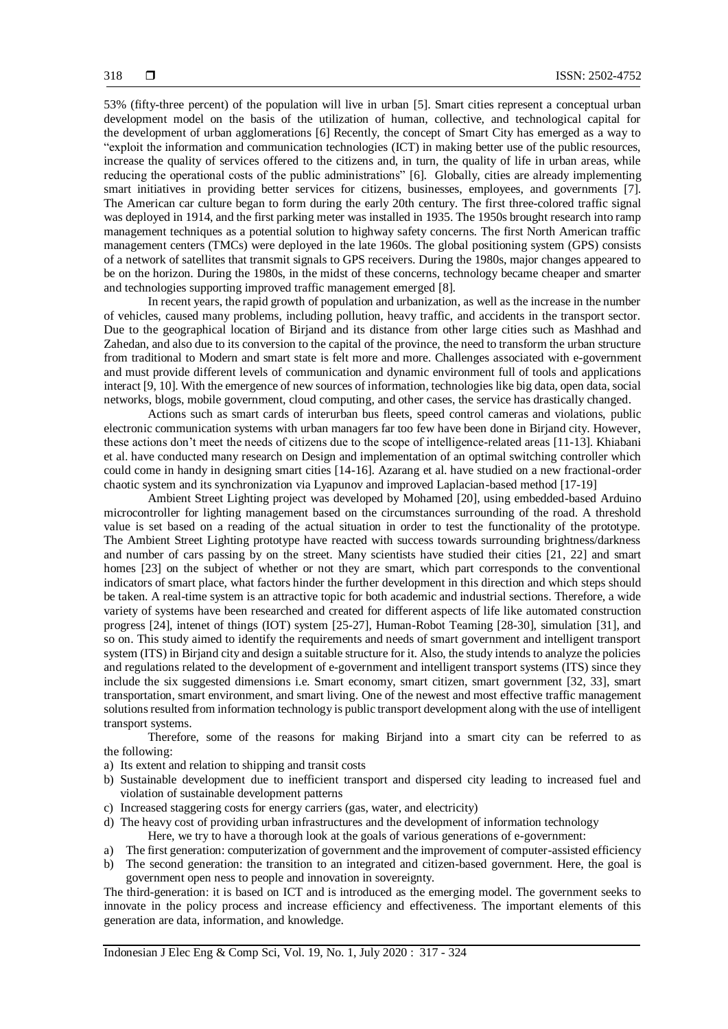53% (fifty-three percent) of the population will live in urban [5]. Smart cities represent a conceptual urban development model on the basis of the utilization of human, collective, and technological capital for the development of urban agglomerations [6] Recently, the concept of Smart City has emerged as a way to "exploit the information and communication technologies (ICT) in making better use of the public resources, increase the quality of services offered to the citizens and, in turn, the quality of life in urban areas, while reducing the operational costs of the public administrations" [6]. Globally, cities are already implementing smart initiatives in providing better services for citizens, businesses, employees, and governments [7]. The American car culture began to form during the early 20th century. The first three-colored traffic signal was deployed in 1914, and the first parking meter was installed in 1935. The 1950s brought research into ramp management techniques as a potential solution to highway safety concerns. The first North American traffic management centers (TMCs) were deployed in the late 1960s. The global positioning system (GPS) consists of a network of satellites that transmit signals to GPS receivers. During the 1980s, major changes appeared to be on the horizon. During the 1980s, in the midst of these concerns, technology became cheaper and smarter and technologies supporting improved traffic management emerged [8].

In recent years, the rapid growth of population and urbanization, as well as the increase in the number of vehicles, caused many problems, including pollution, heavy traffic, and accidents in the transport sector. Due to the geographical location of Birjand and its distance from other large cities such as Mashhad and Zahedan, and also due to its conversion to the capital of the province, the need to transform the urban structure from traditional to Modern and smart state is felt more and more. Challenges associated with e-government and must provide different levels of communication and dynamic environment full of tools and applications interact [9, 10]. With the emergence of new sources of information, technologies like big data, open data, social networks, blogs, mobile government, cloud computing, and other cases, the service has drastically changed.

Actions such as smart cards of interurban bus fleets, speed control cameras and violations, public electronic communication systems with urban managers far too few have been done in Birjand city. However, these actions don't meet the needs of citizens due to the scope of intelligence-related areas [11-13]. Khiabani et al. have conducted many research on Design and implementation of an optimal switching controller which could come in handy in designing smart cities [14-16]. Azarang et al. have studied on a new fractional-order chaotic system and its synchronization via Lyapunov and improved Laplacian-based method [17-19]

Ambient Street Lighting project was developed by Mohamed [20], using embedded-based Arduino microcontroller for lighting management based on the circumstances surrounding of the road. A threshold value is set based on a reading of the actual situation in order to test the functionality of the prototype. The Ambient Street Lighting prototype have reacted with success towards surrounding brightness/darkness and number of cars passing by on the street. Many scientists have studied their cities [21, 22] and smart homes [23] on the subject of whether or not they are smart, which part corresponds to the conventional indicators of smart place, what factors hinder the further development in this direction and which steps should be taken. A real-time system is an attractive topic for both academic and industrial sections. Therefore, a wide variety of systems have been researched and created for different aspects of life like automated construction progress [24], intenet of things (IOT) system [25-27], Human-Robot Teaming [28-30], simulation [31], and so on. This study aimed to identify the requirements and needs of smart government and intelligent transport system (ITS) in Birjand city and design a suitable structure for it. Also, the study intends to analyze the policies and regulations related to the development of e-government and intelligent transport systems (ITS) since they include the six suggested dimensions i.e. Smart economy, smart citizen, smart government [32, 33], smart transportation, smart environment, and smart living. One of the newest and most effective traffic management solutions resulted from information technology is public transport development along with the use of intelligent transport systems.

Therefore, some of the reasons for making Birjand into a smart city can be referred to as the following:

a) Its extent and relation to shipping and transit costs
b) Sustainable development due to inefficient transport and dispersed city leading to increased fuel and violation of sustainable development patterns
c) Increased staggering costs for energy carriers (gas, water, and electricity)
d) The heavy cost of providing urban infrastructures and the development of information technology

Here, we try to have a thorough look at the goals of various generations of e-government:

a) The first generation: computerization of government and the improvement of computer-assisted efficiency
b) The second generation: the transition to an integrated and citizen-based government. Here, the goal is government open ness to people and innovation in sovereignty.

The third-generation: it is based on ICT and is introduced as the emerging model. The government seeks to innovate in the policy process and increase efficiency and effectiveness. The important elements of this generation are data, information, and knowledge.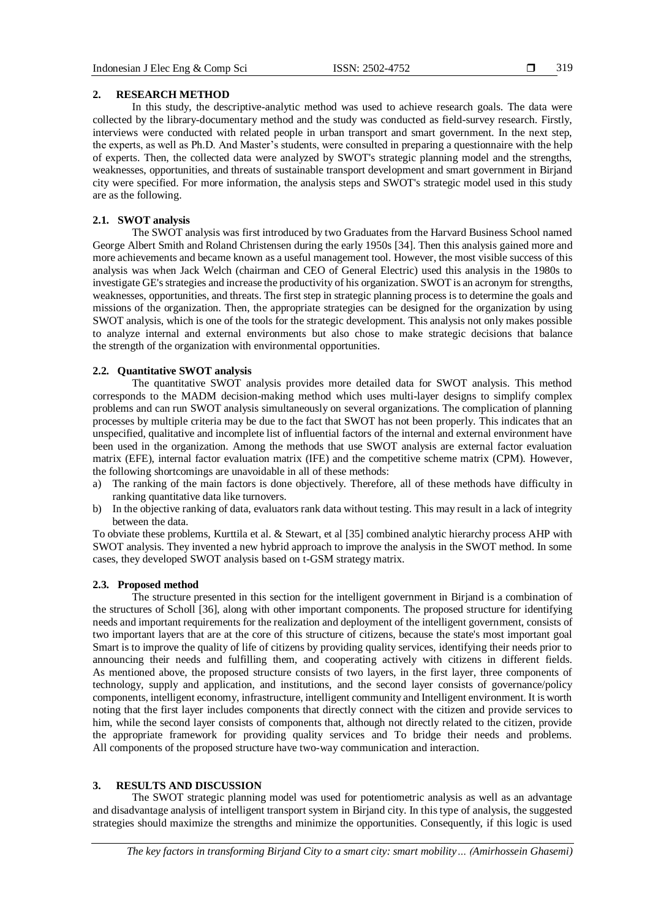## 2. RESEARCH METHOD

In this study, the descriptive-analytic method was used to achieve research goals. The data were collected by the library-documentary method and the study was conducted as field-survey research. Firstly, interviews were conducted with related people in urban transport and smart government. In the next step, the experts, as well as Ph.D. And Master's students, were consulted in preparing a questionnaire with the help of experts. Then, the collected data were analyzed by SWOT's strategic planning model and the strengths, weaknesses, opportunities, and threats of sustainable transport development and smart government in Birjand city were specified. For more information, the analysis steps and SWOT's strategic model used in this study are as the following.

### 2.1. SWOT analysis

The SWOT analysis was first introduced by two Graduates from the Harvard Business School named George Albert Smith and Roland Christensen during the early 1950s [34]. Then this analysis gained more and more achievements and became known as a useful management tool. However, the most visible success of this analysis was when Jack Welch (chairman and CEO of General Electric) used this analysis in the 1980s to investigate GE's strategies and increase the productivity of his organization. SWOT is an acronym for strengths, weaknesses, opportunities, and threats. The first step in strategic planning process is to determine the goals and missions of the organization. Then, the appropriate strategies can be designed for the organization by using SWOT analysis, which is one of the tools for the strategic development. This analysis not only makes possible to analyze internal and external environments but also chose to make strategic decisions that balance the strength of the organization with environmental opportunities.

### 2.2. Quantitative SWOT analysis

The quantitative SWOT analysis provides more detailed data for SWOT analysis. This method corresponds to the MADM decision-making method which uses multi-layer designs to simplify complex problems and can run SWOT analysis simultaneously on several organizations. The complication of planning processes by multiple criteria may be due to the fact that SWOT has not been properly. This indicates that an unspecified, qualitative and incomplete list of influential factors of the internal and external environment have been used in the organization. Among the methods that use SWOT analysis are external factor evaluation matrix (EFE), internal factor evaluation matrix (IFE) and the competitive scheme matrix (CPM). However, the following shortcomings are unavoidable in all of these methods:

a) The ranking of the main factors is done objectively. Therefore, all of these methods have difficulty in ranking quantitative data like turnovers.
b) In the objective ranking of data, evaluators rank data without testing. This may result in a lack of integrity between the data.

To obviate these problems, Kurttila et al. & Stewart, et al [35] combined analytic hierarchy process AHP with SWOT analysis. They invented a new hybrid approach to improve the analysis in the SWOT method. In some cases, they developed SWOT analysis based on t-GSM strategy matrix.

### 2.3. Proposed method

The structure presented in this section for the intelligent government in Birjand is a combination of the structures of Scholl [36], along with other important components. The proposed structure for identifying needs and important requirements for the realization and deployment of the intelligent government, consists of two important layers that are at the core of this structure of citizens, because the state's most important goal Smart is to improve the quality of life of citizens by providing quality services, identifying their needs prior to announcing their needs and fulfilling them, and cooperating actively with citizens in different fields. As mentioned above, the proposed structure consists of two layers, in the first layer, three components of technology, supply and application, and institutions, and the second layer consists of governance/policy components, intelligent economy, infrastructure, intelligent community and Intelligent environment. It is worth noting that the first layer includes components that directly connect with the citizen and provide services to him, while the second layer consists of components that, although not directly related to the citizen, provide the appropriate framework for providing quality services and To bridge their needs and problems. All components of the proposed structure have two-way communication and interaction.

## 3. RESULTS AND DISCUSSION

The SWOT strategic planning model was used for potentiometric analysis as well as an advantage and disadvantage analysis of intelligent transport system in Birjand city. In this type of analysis, the suggested strategies should maximize the strengths and minimize the opportunities. Consequently, if this logic is used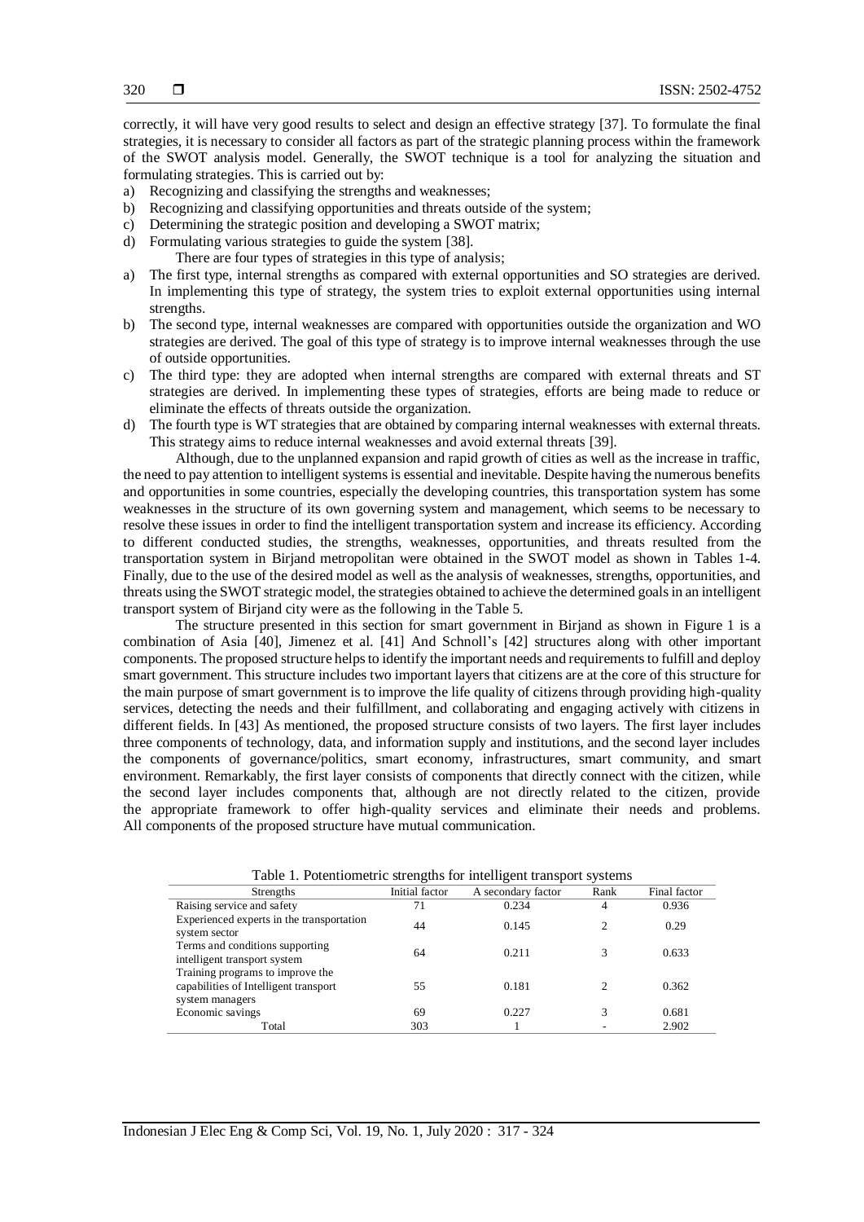correctly, it will have very good results to select and design an effective strategy [37]. To formulate the final strategies, it is necessary to consider all factors as part of the strategic planning process within the framework of the SWOT analysis model. Generally, the SWOT technique is a tool for analyzing the situation and formulating strategies. This is carried out by:

a) Recognizing and classifying the strengths and weaknesses;
b) Recognizing and classifying opportunities and threats outside of the system;
c) Determining the strategic position and developing a SWOT matrix;
d) Formulating various strategies to guide the system [38].

There are four types of strategies in this type of analysis;

a) The first type, internal strengths as compared with external opportunities and SO strategies are derived. In implementing this type of strategy, the system tries to exploit external opportunities using internal strengths.
b) The second type, internal weaknesses are compared with opportunities outside the organization and WO strategies are derived. The goal of this type of strategy is to improve internal weaknesses through the use of outside opportunities.
c) The third type: they are adopted when internal strengths are compared with external threats and ST strategies are derived. In implementing these types of strategies, efforts are being made to reduce or eliminate the effects of threats outside the organization.
d) The fourth type is WT strategies that are obtained by comparing internal weaknesses with external threats. This strategy aims to reduce internal weaknesses and avoid external threats [39].

Although, due to the unplanned expansion and rapid growth of cities as well as the increase in traffic, the need to pay attention to intelligent systems is essential and inevitable. Despite having the numerous benefits and opportunities in some countries, especially the developing countries, this transportation system has some weaknesses in the structure of its own governing system and management, which seems to be necessary to resolve these issues in order to find the intelligent transportation system and increase its efficiency. According to different conducted studies, the strengths, weaknesses, opportunities, and threats resulted from the transportation system in Birjand metropolitan were obtained in the SWOT model as shown in Tables 1-4. Finally, due to the use of the desired model as well as the analysis of weaknesses, strengths, opportunities, and threats using the SWOT strategic model, the strategies obtained to achieve the determined goals in an intelligent transport system of Birjand city were as the following in the Table 5.

The structure presented in this section for smart government in Birjand as shown in Figure 1 is a combination of Asia [40], Jimenez et al. [41] And Schnoll's [42] structures along with other important components. The proposed structure helps to identify the important needs and requirements to fulfill and deploy smart government. This structure includes two important layers that citizens are at the core of this structure for the main purpose of smart government is to improve the life quality of citizens through providing high-quality services, detecting the needs and their fulfillment, and collaborating and engaging actively with citizens in different fields. In [43] As mentioned, the proposed structure consists of two layers. The first layer includes three components of technology, data, and information supply and institutions, and the second layer includes the components of governance/politics, smart economy, infrastructures, smart community, and smart environment. Remarkably, the first layer consists of components that directly connect with the citizen, while the second layer includes components that, although are not directly related to the citizen, provide the appropriate framework to offer high-quality services and eliminate their needs and problems. All components of the proposed structure have mutual communication.

Table 1. Potentiometric strengths for intelligent transport systems

| Strengths | Initial factor | A secondary factor | Rank | Final factor |
|---|---|---|---|---|
| Raising service and safety | 71 | 0.234 | 4 | 0.936 |
| Experienced experts in the transportation system sector | 44 | 0.145 | 2 | 0.29 |
| Terms and conditions supporting intelligent transport system | 64 | 0.211 | 3 | 0.633 |
| Training programs to improve the capabilities of Intelligent transport system managers | 55 | 0.181 | 2 | 0.362 |
| Economic savings | 69 | 0.227 | 3 | 0.681 |
| Total | 303 | 1 | - | 2.902 |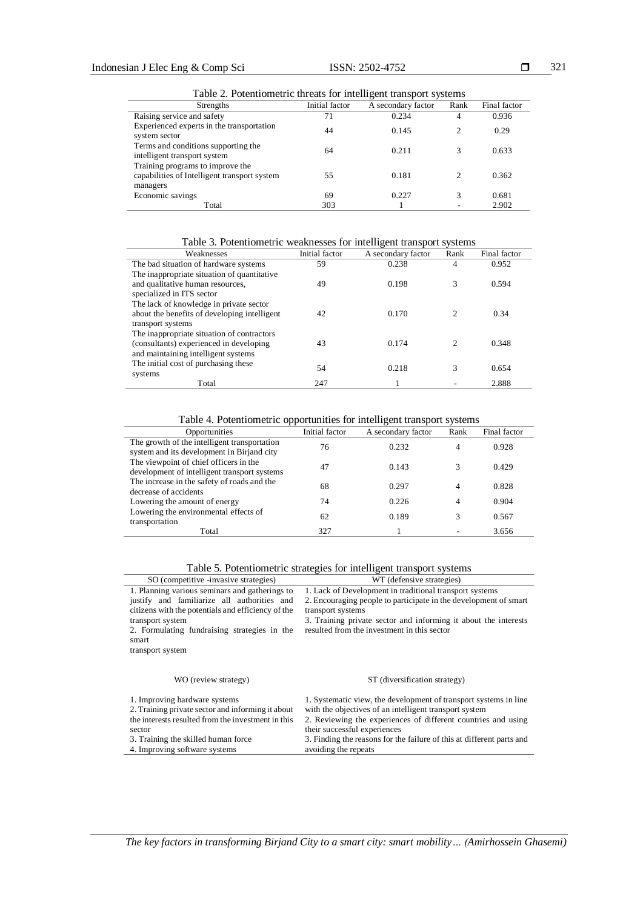Table 2. Potentiometric threats for intelligent transport systems

| Strengths | Initial factor | A secondary factor | Rank | Final factor |
|---|---|---|---|---|
| Raising service and safety | 71 | 0.234 | 4 | 0.936 |
| Experienced experts in the transportation system sector | 44 | 0.145 | 2 | 0.29 |
| Terms and conditions supporting the intelligent transport system | 64 | 0.211 | 3 | 0.633 |
| Training programs to improve the capabilities of Intelligent transport system managers | 55 | 0.181 | 2 | 0.362 |
| Economic savings | 69 | 0.227 | 3 | 0.681 |
| Total | 303 | 1 | - | 2.902 |

Table 3. Potentiometric weaknesses for intelligent transport systems

| Weaknesses | Initial factor | A secondary factor | Rank | Final factor |
|---|---|---|---|---|
| The bad situation of hardware systems | 59 | 0.238 | 4 | 0.952 |
| The inappropriate situation of quantitative and qualitative human resources, specialized in ITS sector | 49 | 0.198 | 3 | 0.594 |
| The lack of knowledge in private sector about the benefits of developing intelligent transport systems | 42 | 0.170 | 2 | 0.34 |
| The inappropriate situation of contractors (consultants) experienced in developing and maintaining intelligent systems | 43 | 0.174 | 2 | 0.348 |
| The initial cost of purchasing these systems | 54 | 0.218 | 3 | 0.654 |
| Total | 247 | 1 | - | 2.888 |

Table 4. Potentiometric opportunities for intelligent transport systems

| Opportunities | Initial factor | A secondary factor | Rank | Final factor |
|---|---|---|---|---|
| The growth of the intelligent transportation system and its development in Birjand city | 76 | 0.232 | 4 | 0.928 |
| The viewpoint of chief officers in the development of intelligent transport systems | 47 | 0.143 | 3 | 0.429 |
| The increase in the safety of roads and the decrease of accidents | 68 | 0.297 | 4 | 0.828 |
| Lowering the amount of energy | 74 | 0.226 | 4 | 0.904 |
| Lowering the environmental effects of transportation | 62 | 0.189 | 3 | 0.567 |
| Total | 327 | 1 | - | 3.656 |

Table 5. Potentiometric strategies for intelligent transport systems

| SO (competitive -invasive strategies) | WT (defensive strategies) |
|---|---|
| 1. Planning various seminars and gatherings to justify and familiarize all authorities and citizens with the potentials and efficiency of the transport system<br>2. Formulating fundraising strategies in the smart transport system | 1. Lack of Development in traditional transport systems<br>2. Encouraging people to participate in the development of smart transport systems<br>3. Training private sector and informing it about the interests resulted from the investment in this sector |
| **WO (review strategy)** | **ST (diversification strategy)** |
| 1. Improving hardware systems<br>2. Training private sector and informing it about the interests resulted from the investment in this sector<br>3. Training the skilled human force<br>4. Improving software systems | 1. Systematic view, the development of transport systems in line with the objectives of an intelligent transport system<br>2. Reviewing the experiences of different countries and using their successful experiences<br>3. Finding the reasons for the failure of this at different parts and avoiding the repeats |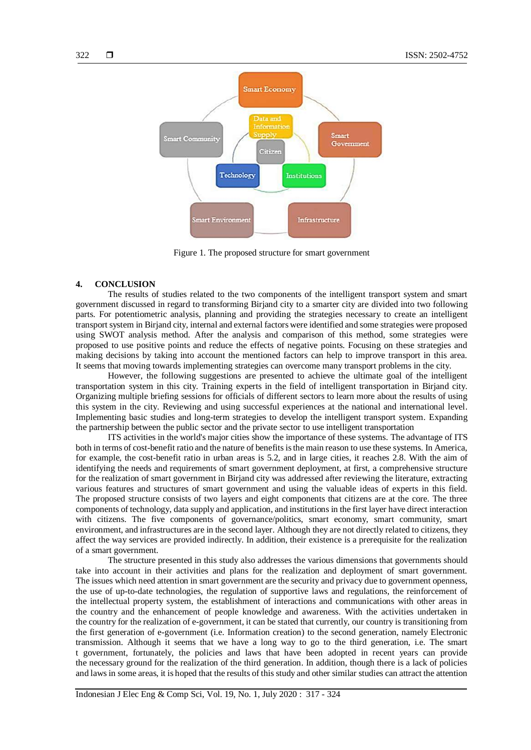Figure 1. The proposed structure for smart government

## 4. CONCLUSION

The results of studies related to the two components of the intelligent transport system and smart government discussed in regard to transforming Birjand city to a smarter city are divided into two following parts. For potentiometric analysis, planning and providing the strategies necessary to create an intelligent transport system in Birjand city, internal and external factors were identified and some strategies were proposed using SWOT analysis method. After the analysis and comparison of this method, some strategies were proposed to use positive points and reduce the effects of negative points. Focusing on these strategies and making decisions by taking into account the mentioned factors can help to improve transport in this area. It seems that moving towards implementing strategies can overcome many transport problems in the city.

However, the following suggestions are presented to achieve the ultimate goal of the intelligent transportation system in this city. Training experts in the field of intelligent transportation in Birjand city. Organizing multiple briefing sessions for officials of different sectors to learn more about the results of using this system in the city. Reviewing and using successful experiences at the national and international level. Implementing basic studies and long-term strategies to develop the intelligent transport system. Expanding the partnership between the public sector and the private sector to use intelligent transportation

ITS activities in the world's major cities show the importance of these systems. The advantage of ITS both in terms of cost-benefit ratio and the nature of benefits is the main reason to use these systems. In America, for example, the cost-benefit ratio in urban areas is 5.2, and in large cities, it reaches 2.8. With the aim of identifying the needs and requirements of smart government deployment, at first, a comprehensive structure for the realization of smart government in Birjand city was addressed after reviewing the literature, extracting various features and structures of smart government and using the valuable ideas of experts in this field. The proposed structure consists of two layers and eight components that citizens are at the core. The three components of technology, data supply and application, and institutions in the first layer have direct interaction with citizens. The five components of governance/politics, smart economy, smart community, smart environment, and infrastructures are in the second layer. Although they are not directly related to citizens, they affect the way services are provided indirectly. In addition, their existence is a prerequisite for the realization of a smart government.

The structure presented in this study also addresses the various dimensions that governments should take into account in their activities and plans for the realization and deployment of smart government. The issues which need attention in smart government are the security and privacy due to government openness, the use of up-to-date technologies, the regulation of supportive laws and regulations, the reinforcement of the intellectual property system, the establishment of interactions and communications with other areas in the country and the enhancement of people knowledge and awareness. With the activities undertaken in the country for the realization of e-government, it can be stated that currently, our country is transitioning from the first generation of e-government (i.e. Information creation) to the second generation, namely Electronic transmission. Although it seems that we have a long way to go to the third generation, i.e. The smart t government, fortunately, the policies and laws that have been adopted in recent years can provide the necessary ground for the realization of the third generation. In addition, though there is a lack of policies and laws in some areas, it is hoped that the results of this study and other similar studies can attract the attention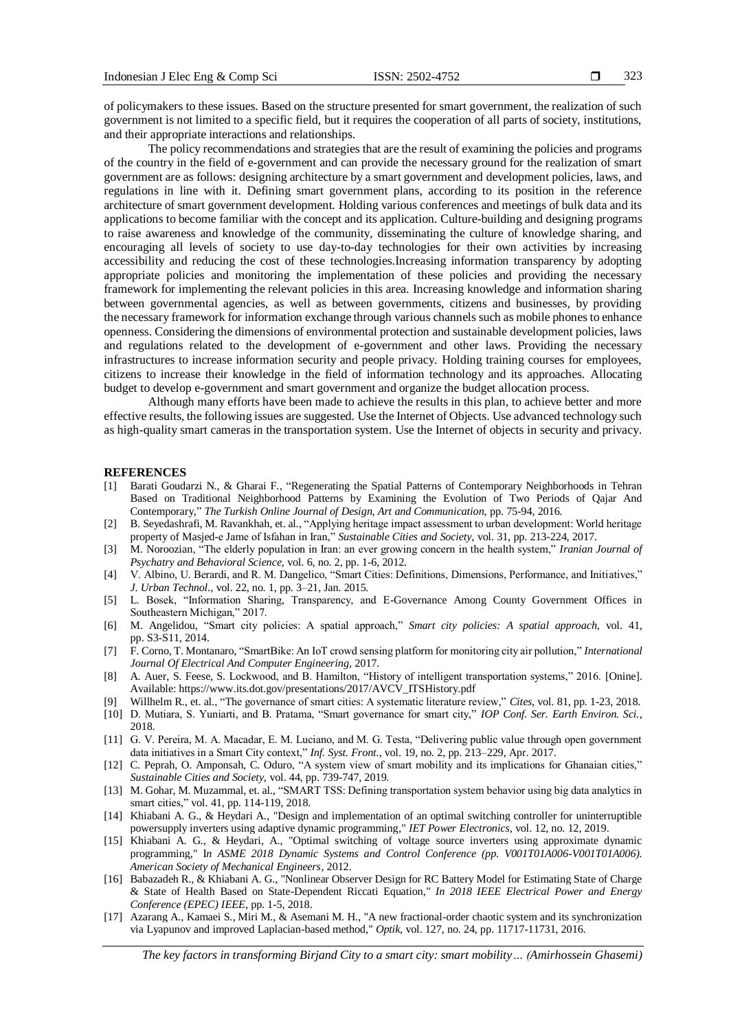of policymakers to these issues. Based on the structure presented for smart government, the realization of such government is not limited to a specific field, but it requires the cooperation of all parts of society, institutions, and their appropriate interactions and relationships.

The policy recommendations and strategies that are the result of examining the policies and programs of the country in the field of e-government and can provide the necessary ground for the realization of smart government are as follows: designing architecture by a smart government and development policies, laws, and regulations in line with it. Defining smart government plans, according to its position in the reference architecture of smart government development. Holding various conferences and meetings of bulk data and its applications to become familiar with the concept and its application. Culture-building and designing programs to raise awareness and knowledge of the community, disseminating the culture of knowledge sharing, and encouraging all levels of society to use day-to-day technologies for their own activities by increasing accessibility and reducing the cost of these technologies.Increasing information transparency by adopting appropriate policies and monitoring the implementation of these policies and providing the necessary framework for implementing the relevant policies in this area. Increasing knowledge and information sharing between governmental agencies, as well as between governments, citizens and businesses, by providing the necessary framework for information exchange through various channels such as mobile phones to enhance openness. Considering the dimensions of environmental protection and sustainable development policies, laws and regulations related to the development of e-government and other laws. Providing the necessary infrastructures to increase information security and people privacy. Holding training courses for employees, citizens to increase their knowledge in the field of information technology and its approaches. Allocating budget to develop e-government and smart government and organize the budget allocation process.

Although many efforts have been made to achieve the results in this plan, to achieve better and more effective results, the following issues are suggested. Use the Internet of Objects. Use advanced technology such as high-quality smart cameras in the transportation system. Use the Internet of objects in security and privacy.

## REFERENCES

[1] Barati Goudarzi N., & Gharai F., "Regenerating the Spatial Patterns of Contemporary Neighborhoods in Tehran Based on Traditional Neighborhood Patterns by Examining the Evolution of Two Periods of Qajar And Contemporary," *The Turkish Online Journal of Design, Art and Communication*, pp. 75-94, 2016.

[2] B. Seyedashrafi, M. Ravankhah, et. al., "Applying heritage impact assessment to urban development: World heritage property of Masjed-e Jame of Isfahan in Iran," *Sustainable Cities and Society*, vol. 31, pp. 213-224, 2017.

[3] M. Noroozian, "The elderly population in Iran: an ever growing concern in the health system," *Iranian Journal of Psychatry and Behavioral Science*, vol. 6, no. 2, pp. 1-6, 2012.

[4] V. Albino, U. Berardi, and R. M. Dangelico, "Smart Cities: Definitions, Dimensions, Performance, and Initiatives," *J. Urban Technol.*, vol. 22, no. 1, pp. 3–21, Jan. 2015.

[5] L. Bosek, "Information Sharing, Transparency, and E-Governance Among County Government Offices in Southeastern Michigan," 2017.

[6] M. Angelidou, "Smart city policies: A spatial approach," *Smart city policies: A spatial approach*, vol. 41, pp. S3-S11, 2014.

[7] F. Corno, T. Montanaro, "SmartBike: An IoT crowd sensing platform for monitoring city air pollution," *International Journal Of Electrical And Computer Engineering*, 2017.

[8] A. Auer, S. Feese, S. Lockwood, and B. Hamilton, "History of intelligent transportation systems," 2016. [Onine]. Available: https://www.its.dot.gov/presentations/2017/AVCV_ITSHistory.pdf

[9] Willhelm R., et. al., "The governance of smart cities: A systematic literature review," *Cites*, vol. 81, pp. 1-23, 2018.

[10] D. Mutiara, S. Yuniarti, and B. Pratama, "Smart governance for smart city," *IOP Conf. Ser. Earth Environ. Sci.*, 2018.

[11] G. V. Pereira, M. A. Macadar, E. M. Luciano, and M. G. Testa, "Delivering public value through open government data initiatives in a Smart City context," *Inf. Syst. Front.*, vol. 19, no. 2, pp. 213–229, Apr. 2017.

[12] C. Peprah, O. Amponsah, C. Oduro, "A system view of smart mobility and its implications for Ghanaian cities," *Sustainable Cities and Society*, vol. 44, pp. 739-747, 2019.

[13] M. Gohar, M. Muzammal, et. al., "SMART TSS: Defining transportation system behavior using big data analytics in smart cities," vol. 41, pp. 114-119, 2018.

[14] Khiabani A. G., & Heydari A., "Design and implementation of an optimal switching controller for uninterruptible powersupply inverters using adaptive dynamic programming," *IET Power Electronics*, vol. 12, no. 12, 2019.

[15] Khiabani A. G., & Heydari, A., "Optimal switching of voltage source inverters using approximate dynamic programming," I*n ASME 2018 Dynamic Systems and Control Conference (pp. V001T01A006-V001T01A006). American Society of Mechanical Engineers*, 2012.

[16] Babazadeh R., & Khiabani A. G., "Nonlinear Observer Design for RC Battery Model for Estimating State of Charge & State of Health Based on State-Dependent Riccati Equation," *In 2018 IEEE Electrical Power and Energy Conference (EPEC) IEEE*, pp. 1-5, 2018.

[17] Azarang A., Kamaei S., Miri M., & Asemani M. H., "A new fractional-order chaotic system and its synchronization via Lyapunov and improved Laplacian-based method," *Optik*, vol. 127, no. 24, pp. 11717-11731, 2016.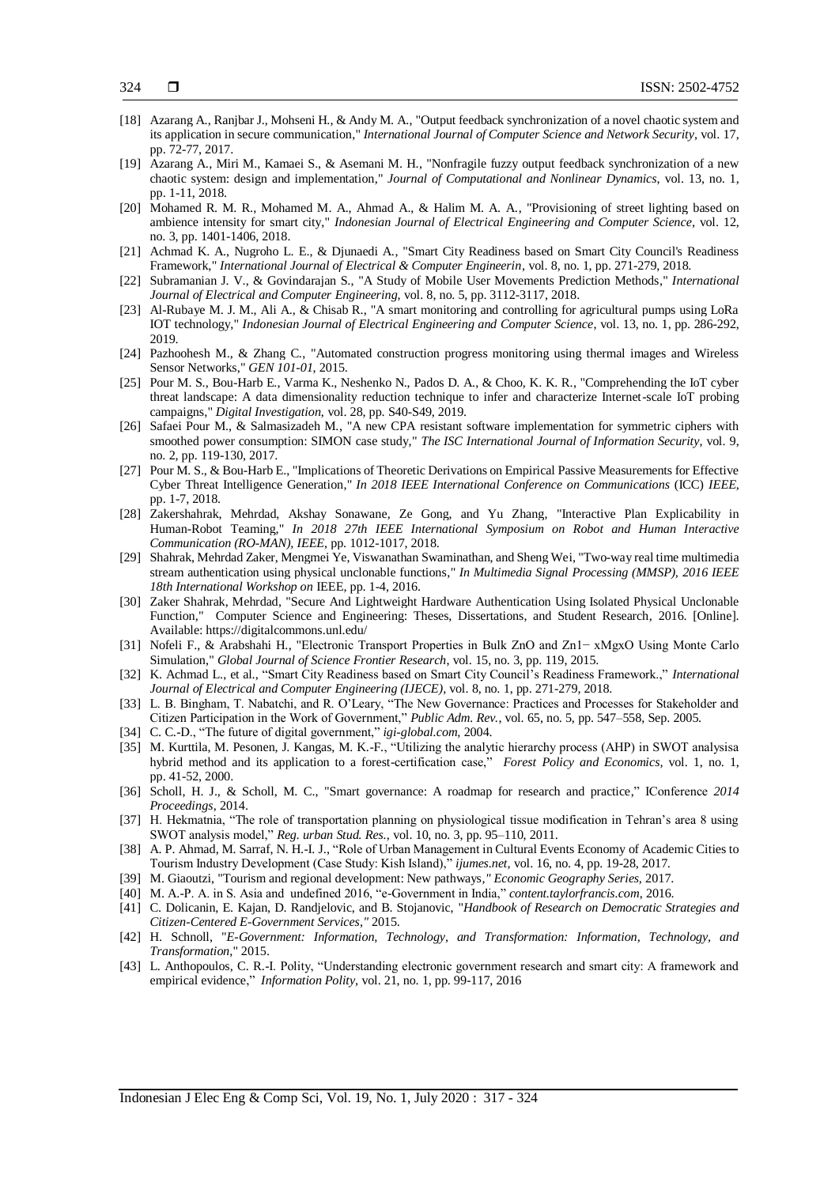[18] Azarang A., Ranjbar J., Mohseni H., & Andy M. A., "Output feedback synchronization of a novel chaotic system and its application in secure communication," *International Journal of Computer Science and Network Security*, vol. 17, pp. 72-77, 2017.

[19] Azarang A., Miri M., Kamaei S., & Asemani M. H., "Nonfragile fuzzy output feedback synchronization of a new chaotic system: design and implementation," *Journal of Computational and Nonlinear Dynamics*, vol. 13, no. 1, pp. 1-11, 2018.

[20] Mohamed R. M. R., Mohamed M. A., Ahmad A., & Halim M. A. A., "Provisioning of street lighting based on ambience intensity for smart city," *Indonesian Journal of Electrical Engineering and Computer Science*, vol. 12, no. 3, pp. 1401-1406, 2018.

[21] Achmad K. A., Nugroho L. E., & Djunaedi A., "Smart City Readiness based on Smart City Council's Readiness Framework," *International Journal of Electrical & Computer Engineerin*, vol. 8, no. 1, pp. 271-279, 2018.

[22] Subramanian J. V., & Govindarajan S., "A Study of Mobile User Movements Prediction Methods," *International Journal of Electrical and Computer Engineering*, vol. 8, no. 5, pp. 3112-3117, 2018.

[23] Al-Rubaye M. J. M., Ali A., & Chisab R., "A smart monitoring and controlling for agricultural pumps using LoRa IOT technology," *Indonesian Journal of Electrical Engineering and Computer Science*, vol. 13, no. 1, pp. 286-292, 2019.

[24] Pazhoohesh M., & Zhang C., "Automated construction progress monitoring using thermal images and Wireless Sensor Networks," *GEN 101-01*, 2015.

[25] Pour M. S., Bou-Harb E., Varma K., Neshenko N., Pados D. A., & Choo, K. K. R., "Comprehending the IoT cyber threat landscape: A data dimensionality reduction technique to infer and characterize Internet-scale IoT probing campaigns," *Digital Investigation*, vol. 28, pp. S40-S49, 2019.

[26] Safaei Pour M., & Salmasizadeh M., "A new CPA resistant software implementation for symmetric ciphers with smoothed power consumption: SIMON case study," *The ISC International Journal of Information Security*, vol. 9, no. 2, pp. 119-130, 2017.

[27] Pour M. S., & Bou-Harb E., "Implications of Theoretic Derivations on Empirical Passive Measurements for Effective Cyber Threat Intelligence Generation," *In 2018 IEEE International Conference on Communications* (ICC) *IEEE*, pp. 1-7, 2018.

[28] Zakershahrak, Mehrdad, Akshay Sonawane, Ze Gong, and Yu Zhang, "Interactive Plan Explicability in Human-Robot Teaming," *In 2018 27th IEEE International Symposium on Robot and Human Interactive Communication (RO-MAN), IEEE*, pp. 1012-1017, 2018.

[29] Shahrak, Mehrdad Zaker, Mengmei Ye, Viswanathan Swaminathan, and Sheng Wei, "Two-way real time multimedia stream authentication using physical unclonable functions," *In Multimedia Signal Processing (MMSP), 2016 IEEE 18th International Workshop on* IEEE, pp. 1-4, 2016.

[30] Zaker Shahrak, Mehrdad, "Secure And Lightweight Hardware Authentication Using Isolated Physical Unclonable Function," Computer Science and Engineering: Theses, Dissertations, and Student Research, 2016. [Online]. Available: https://digitalcommons.unl.edu/

[31] Nofeli F., & Arabshahi H., "Electronic Transport Properties in Bulk ZnO and Zn1− xMgxO Using Monte Carlo Simulation," *Global Journal of Science Frontier Research*, vol. 15, no. 3, pp. 119, 2015.

[32] K. Achmad L., et al., "Smart City Readiness based on Smart City Council's Readiness Framework.," *International Journal of Electrical and Computer Engineering (IJECE)*, vol. 8, no. 1, pp. 271-279, 2018.

[33] L. B. Bingham, T. Nabatchi, and R. O'Leary, "The New Governance: Practices and Processes for Stakeholder and Citizen Participation in the Work of Government," *Public Adm. Rev.*, vol. 65, no. 5, pp. 547–558, Sep. 2005.

[34] C. C.-D., "The future of digital government," *igi-global.com*, 2004.

[35] M. Kurttila, M. Pesonen, J. Kangas, M. K.-F., "Utilizing the analytic hierarchy process (AHP) in SWOT analysisa hybrid method and its application to a forest-certification case," *Forest Policy and Economics*, vol. 1, no. 1, pp. 41-52, 2000.

[36] Scholl, H. J., & Scholl, M. C., "Smart governance: A roadmap for research and practice," IConference *2014 Proceedings*, 2014.

[37] H. Hekmatnia, "The role of transportation planning on physiological tissue modification in Tehran's area 8 using SWOT analysis model," *Reg. urban Stud. Res.*, vol. 10, no. 3, pp. 95–110, 2011.

[38] A. P. Ahmad, M. Sarraf, N. H.-I. J., "Role of Urban Management in Cultural Events Economy of Academic Cities to Tourism Industry Development (Case Study: Kish Island)," *ijumes.net*, vol. 16, no. 4, pp. 19-28, 2017.

[39] M. Giaoutzi, "Tourism and regional development: New pathways*," Economic Geography Series*, 2017.

[40] M. A.-P. A. in S. Asia and undefined 2016, "e-Government in India," *content.taylorfrancis.com*, 2016.

[41] C. Dolicanin, E. Kajan, D. Randjelovic, and B. Stojanovic, "*Handbook of Research on Democratic Strategies and Citizen-Centered E-Government Services*," 2015.

[42] H. Schnoll, "*E-Government: Information, Technology, and Transformation: Information, Technology, and Transformation*," 2015.

[43] L. Anthopoulos, C. R.-I. Polity, "Understanding electronic government research and smart city: A framework and empirical evidence," *Information Polity*, vol. 21, no. 1, pp. 99-117, 2016